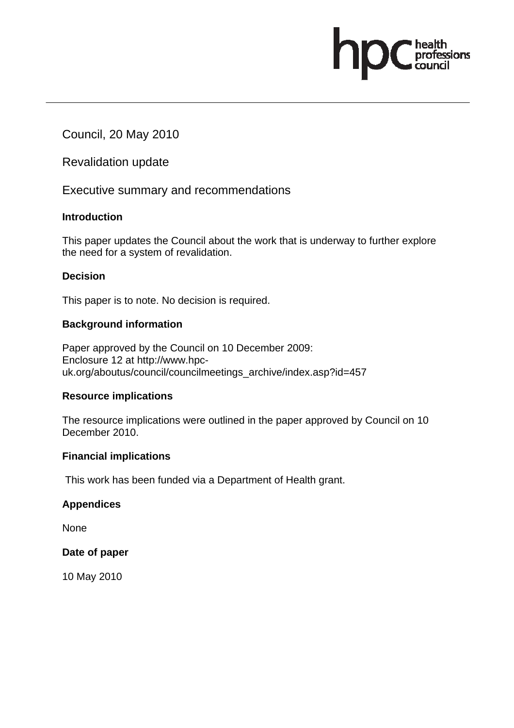Council, 20 May 2010

Revalidation update

Executive summary and recommendations

**Introduction**

This paper updates the Council about the work that is underway to further explore the need for a system of revalidation.

**Decision**

This paper is to note. No decision is required.

**Background information**

Paper approved by the Council on 10 December 2009:
Enclosure 12 at http://www.hpc-uk.org/aboutus/council/councilmeetings_archive/index.asp?id=457

**Resource implications**

The resource implications were outlined in the paper approved by Council on 10 December 2010.

**Financial implications**

This work has been funded via a Department of Health grant.

**Appendices**

None

**Date of paper**

10 May 2010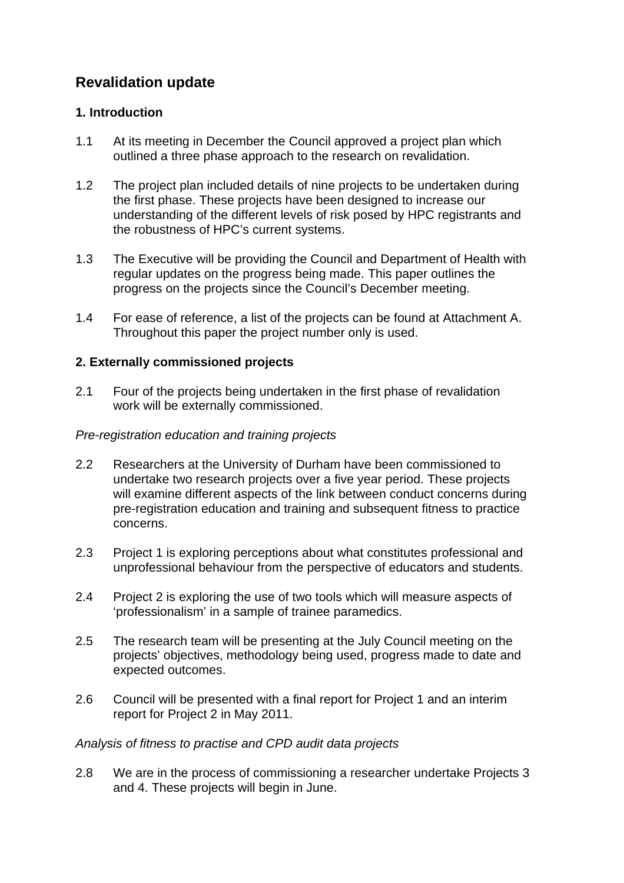## Revalidation update

### 1. Introduction

1.1 At its meeting in December the Council approved a project plan which outlined a three phase approach to the research on revalidation.

1.2 The project plan included details of nine projects to be undertaken during the first phase. These projects have been designed to increase our understanding of the different levels of risk posed by HPC registrants and the robustness of HPC's current systems.

1.3 The Executive will be providing the Council and Department of Health with regular updates on the progress being made. This paper outlines the progress on the projects since the Council's December meeting.

1.4 For ease of reference, a list of the projects can be found at Attachment A. Throughout this paper the project number only is used.

### 2. Externally commissioned projects

2.1 Four of the projects being undertaken in the first phase of revalidation work will be externally commissioned.

*Pre-registration education and training projects*

2.2 Researchers at the University of Durham have been commissioned to undertake two research projects over a five year period. These projects will examine different aspects of the link between conduct concerns during pre-registration education and training and subsequent fitness to practice concerns.

2.3 Project 1 is exploring perceptions about what constitutes professional and unprofessional behaviour from the perspective of educators and students.

2.4 Project 2 is exploring the use of two tools which will measure aspects of 'professionalism' in a sample of trainee paramedics.

2.5 The research team will be presenting at the July Council meeting on the projects' objectives, methodology being used, progress made to date and expected outcomes.

2.6 Council will be presented with a final report for Project 1 and an interim report for Project 2 in May 2011.

*Analysis of fitness to practise and CPD audit data projects*

2.8 We are in the process of commissioning a researcher undertake Projects 3 and 4. These projects will begin in June.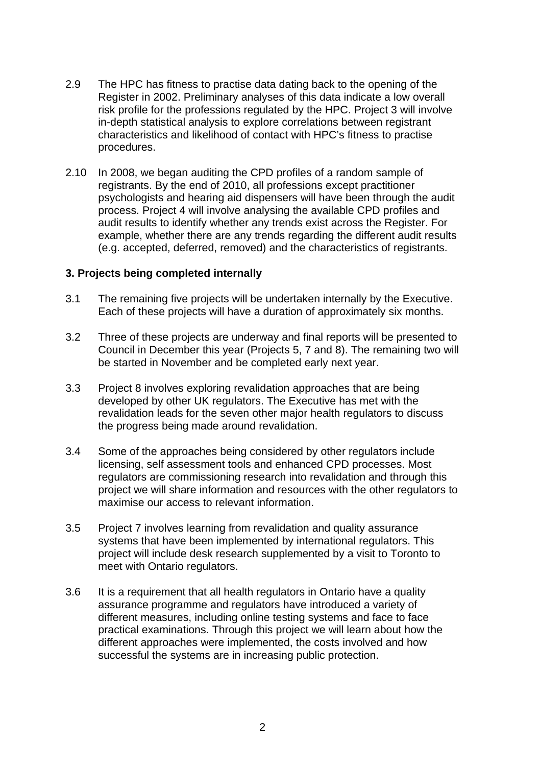2.9 The HPC has fitness to practise data dating back to the opening of the Register in 2002. Preliminary analyses of this data indicate a low overall risk profile for the professions regulated by the HPC. Project 3 will involve in-depth statistical analysis to explore correlations between registrant characteristics and likelihood of contact with HPC's fitness to practise procedures.

2.10 In 2008, we began auditing the CPD profiles of a random sample of registrants. By the end of 2010, all professions except practitioner psychologists and hearing aid dispensers will have been through the audit process. Project 4 will involve analysing the available CPD profiles and audit results to identify whether any trends exist across the Register. For example, whether there are any trends regarding the different audit results (e.g. accepted, deferred, removed) and the characteristics of registrants.

**3. Projects being completed internally**

3.1 The remaining five projects will be undertaken internally by the Executive. Each of these projects will have a duration of approximately six months.

3.2 Three of these projects are underway and final reports will be presented to Council in December this year (Projects 5, 7 and 8). The remaining two will be started in November and be completed early next year.

3.3 Project 8 involves exploring revalidation approaches that are being developed by other UK regulators. The Executive has met with the revalidation leads for the seven other major health regulators to discuss the progress being made around revalidation.

3.4 Some of the approaches being considered by other regulators include licensing, self assessment tools and enhanced CPD processes. Most regulators are commissioning research into revalidation and through this project we will share information and resources with the other regulators to maximise our access to relevant information.

3.5 Project 7 involves learning from revalidation and quality assurance systems that have been implemented by international regulators. This project will include desk research supplemented by a visit to Toronto to meet with Ontario regulators.

3.6 It is a requirement that all health regulators in Ontario have a quality assurance programme and regulators have introduced a variety of different measures, including online testing systems and face to face practical examinations. Through this project we will learn about how the different approaches were implemented, the costs involved and how successful the systems are in increasing public protection.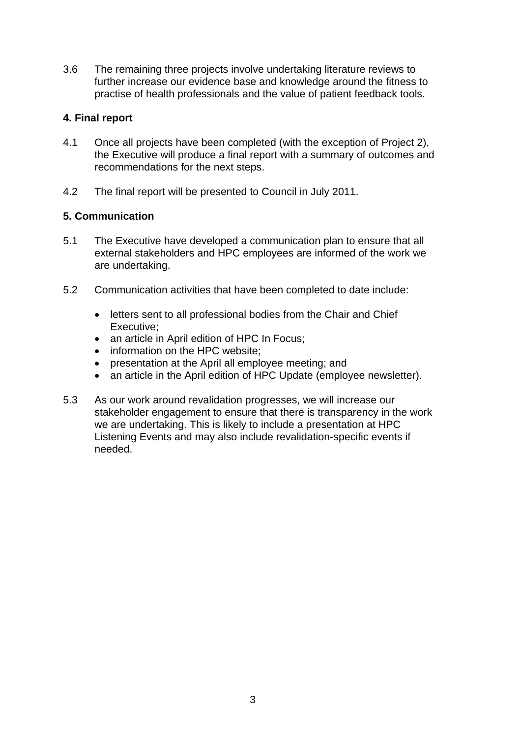3.6 The remaining three projects involve undertaking literature reviews to further increase our evidence base and knowledge around the fitness to practise of health professionals and the value of patient feedback tools.

## 4. Final report

4.1 Once all projects have been completed (with the exception of Project 2), the Executive will produce a final report with a summary of outcomes and recommendations for the next steps.

4.2 The final report will be presented to Council in July 2011.

## 5. Communication

5.1 The Executive have developed a communication plan to ensure that all external stakeholders and HPC employees are informed of the work we are undertaking.

5.2 Communication activities that have been completed to date include:

- letters sent to all professional bodies from the Chair and Chief Executive;
- an article in April edition of HPC In Focus;
- information on the HPC website;
- presentation at the April all employee meeting; and
- an article in the April edition of HPC Update (employee newsletter).

5.3 As our work around revalidation progresses, we will increase our stakeholder engagement to ensure that there is transparency in the work we are undertaking. This is likely to include a presentation at HPC Listening Events and may also include revalidation-specific events if needed.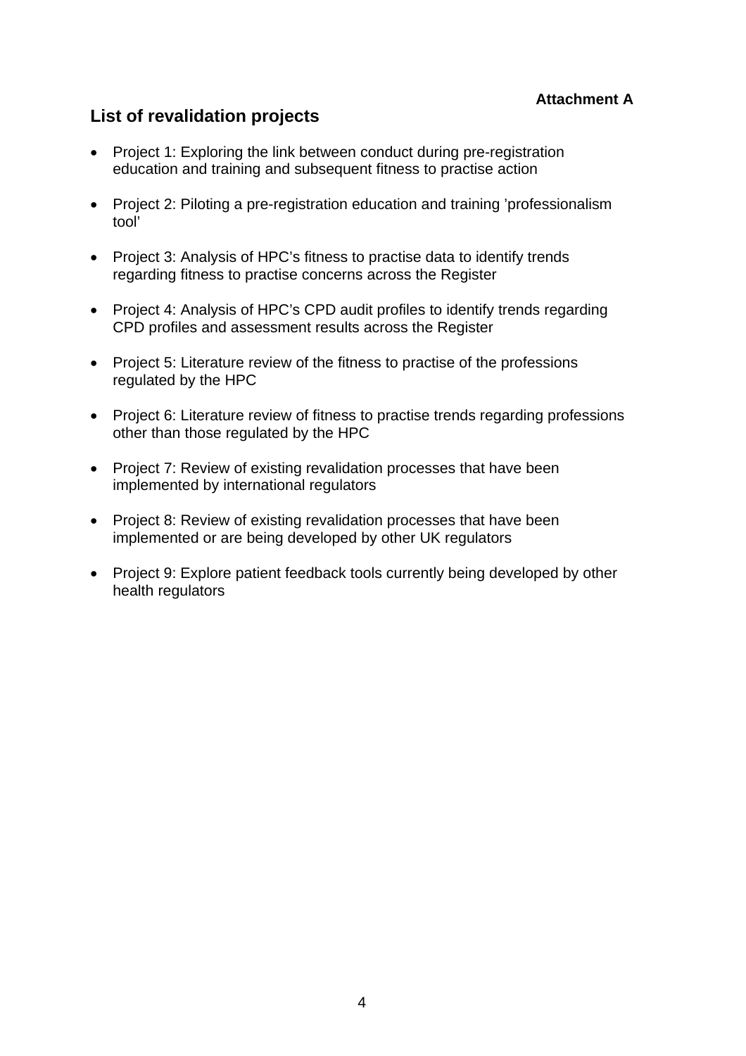**Attachment A**

## List of revalidation projects

- Project 1: Exploring the link between conduct during pre-registration education and training and subsequent fitness to practise action
- Project 2: Piloting a pre-registration education and training 'professionalism tool'
- Project 3: Analysis of HPC's fitness to practise data to identify trends regarding fitness to practise concerns across the Register
- Project 4: Analysis of HPC's CPD audit profiles to identify trends regarding CPD profiles and assessment results across the Register
- Project 5: Literature review of the fitness to practise of the professions regulated by the HPC
- Project 6: Literature review of fitness to practise trends regarding professions other than those regulated by the HPC
- Project 7: Review of existing revalidation processes that have been implemented by international regulators
- Project 8: Review of existing revalidation processes that have been implemented or are being developed by other UK regulators
- Project 9: Explore patient feedback tools currently being developed by other health regulators